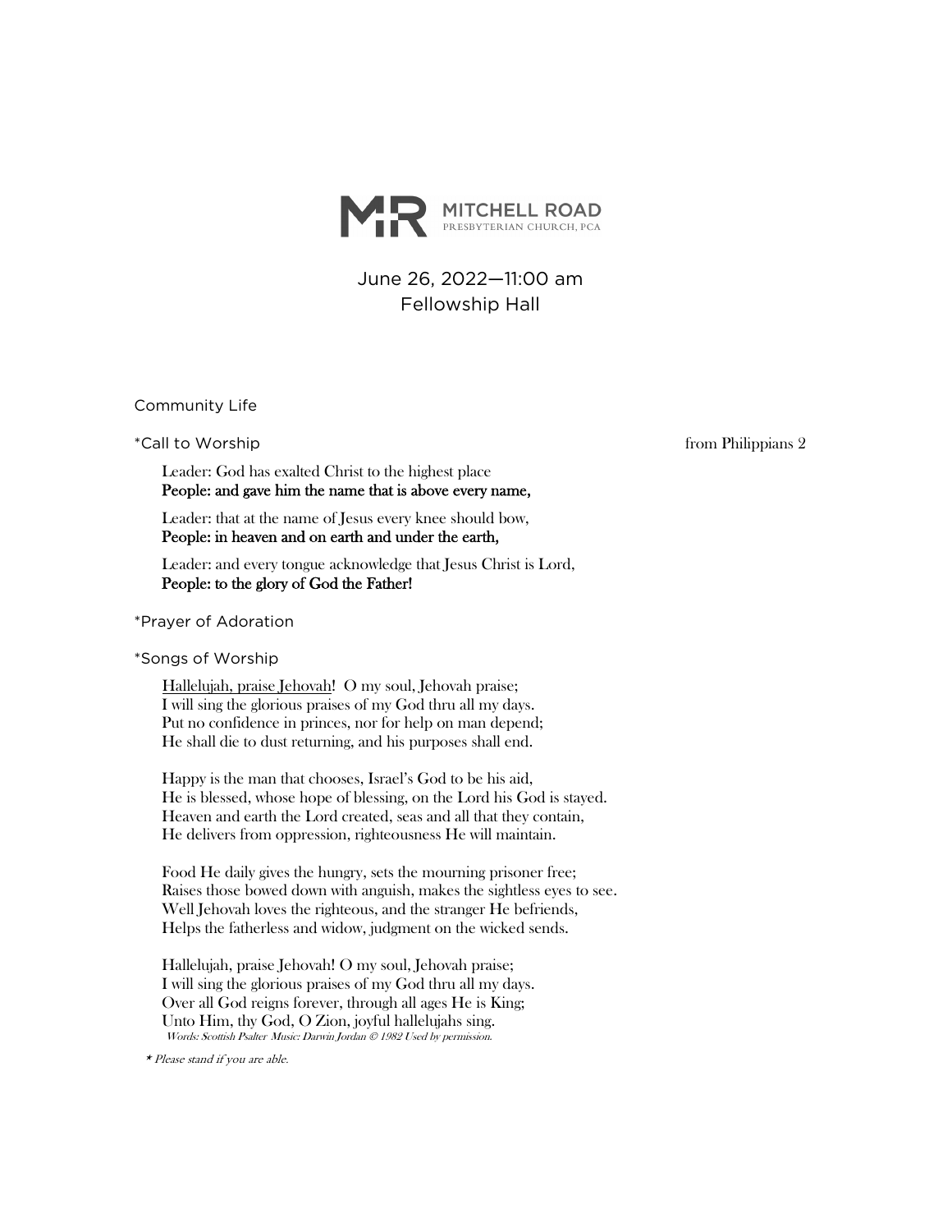# MITCHELL ROAD
PRESBYTERIAN CHURCH, PCA

June 26, 2022—11:00 am
Fellowship Hall

Community Life

*Call to Worship — from Philippians 2

Leader: God has exalted Christ to the highest place
**People: and gave him the name that is above every name,**

Leader: that at the name of Jesus every knee should bow,
**People: in heaven and on earth and under the earth,**

Leader: and every tongue acknowledge that Jesus Christ is Lord,
**People: to the glory of God the Father!**

*Prayer of Adoration

*Songs of Worship

<u>Hallelujah, praise Jehovah</u>! O my soul, Jehovah praise;
I will sing the glorious praises of my God thru all my days.
Put no confidence in princes, nor for help on man depend;
He shall die to dust returning, and his purposes shall end.

Happy is the man that chooses, Israel's God to be his aid,
He is blessed, whose hope of blessing, on the Lord his God is stayed.
Heaven and earth the Lord created, seas and all that they contain,
He delivers from oppression, righteousness He will maintain.

Food He daily gives the hungry, sets the mourning prisoner free;
Raises those bowed down with anguish, makes the sightless eyes to see.
Well Jehovah loves the righteous, and the stranger He befriends,
Helps the fatherless and widow, judgment on the wicked sends.

Hallelujah, praise Jehovah! O my soul, Jehovah praise;
I will sing the glorious praises of my God thru all my days.
Over all God reigns forever, through all ages He is King;
Unto Him, thy God, O Zion, joyful hallelujahs sing.
*Words: Scottish Psalter Music: Darwin Jordan © 1982 Used by permission.*

*\* Please stand if you are able.*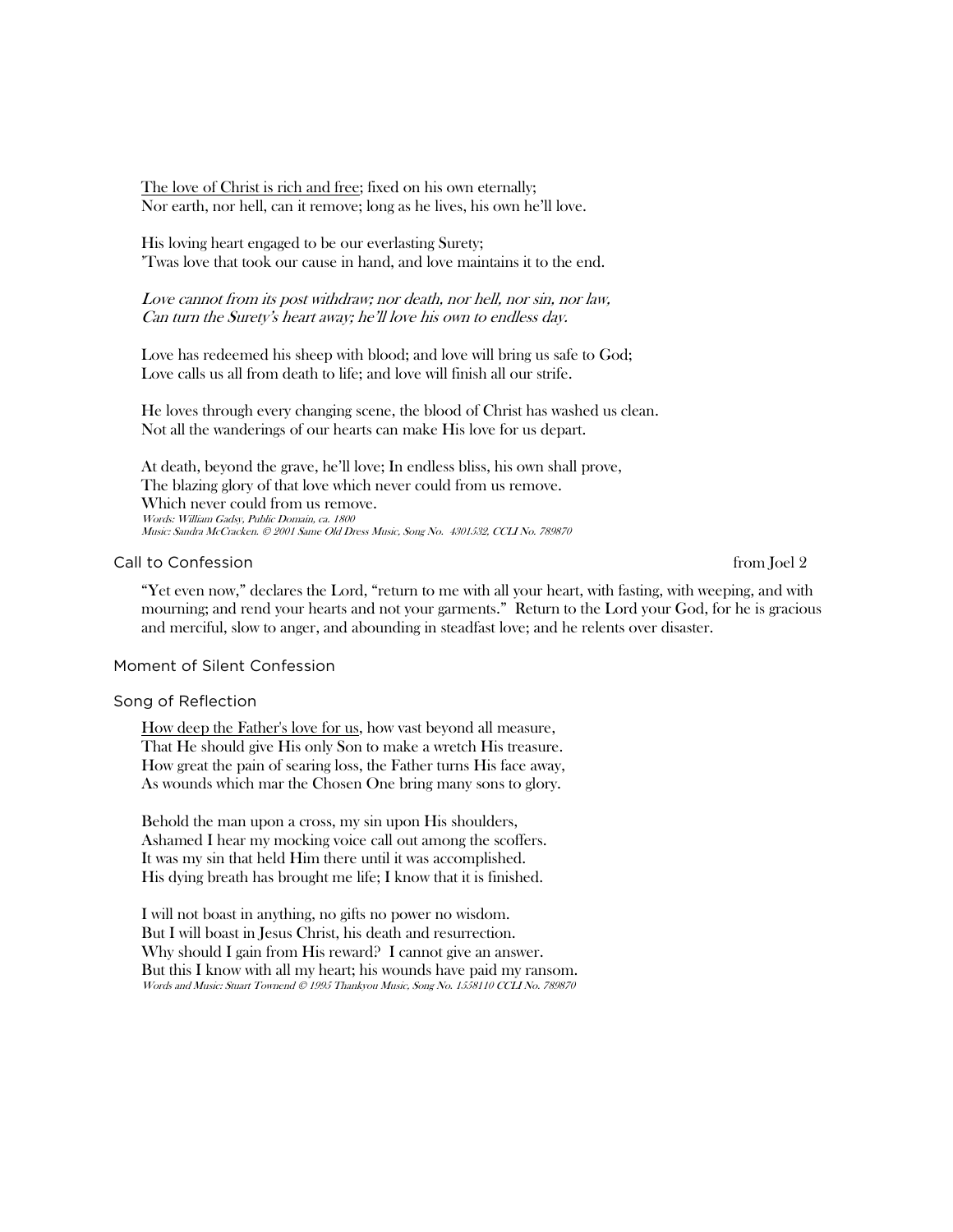<u>The love of Christ is rich and free</u>; fixed on his own eternally;  
Nor earth, nor hell, can it remove; long as he lives, his own he'll love.

His loving heart engaged to be our everlasting Surety;  
'Twas love that took our cause in hand, and love maintains it to the end.

*Love cannot from its post withdraw; nor death, nor hell, nor sin, nor law,*  
*Can turn the Surety's heart away; he'll love his own to endless day.*

Love has redeemed his sheep with blood; and love will bring us safe to God;  
Love calls us all from death to life; and love will finish all our strife.

He loves through every changing scene, the blood of Christ has washed us clean.  
Not all the wanderings of our hearts can make His love for us depart.

At death, beyond the grave, he'll love; In endless bliss, his own shall prove,  
The blazing glory of that love which never could from us remove.  
Which never could from us remove.  
*Words: William Gadsy, Public Domain, ca. 1800*  
*Music: Sandra McCracken. © 2001 Same Old Dress Music, Song No. 4301532, CCLI No. 789870*

## Call to Confession

from Joel 2

"Yet even now," declares the Lord, "return to me with all your heart, with fasting, with weeping, and with mourning; and rend your hearts and not your garments." Return to the Lord your God, for he is gracious and merciful, slow to anger, and abounding in steadfast love; and he relents over disaster.

## Moment of Silent Confession

## Song of Reflection

<u>How deep the Father's love for us</u>, how vast beyond all measure,  
That He should give His only Son to make a wretch His treasure.  
How great the pain of searing loss, the Father turns His face away,  
As wounds which mar the Chosen One bring many sons to glory.

Behold the man upon a cross, my sin upon His shoulders,  
Ashamed I hear my mocking voice call out among the scoffers.  
It was my sin that held Him there until it was accomplished.  
His dying breath has brought me life; I know that it is finished.

I will not boast in anything, no gifts no power no wisdom.  
But I will boast in Jesus Christ, his death and resurrection.  
Why should I gain from His reward? I cannot give an answer.  
But this I know with all my heart; his wounds have paid my ransom.  
*Words and Music: Stuart Townend © 1995 Thankyou Music, Song No. 1558110 CCLI No. 789870*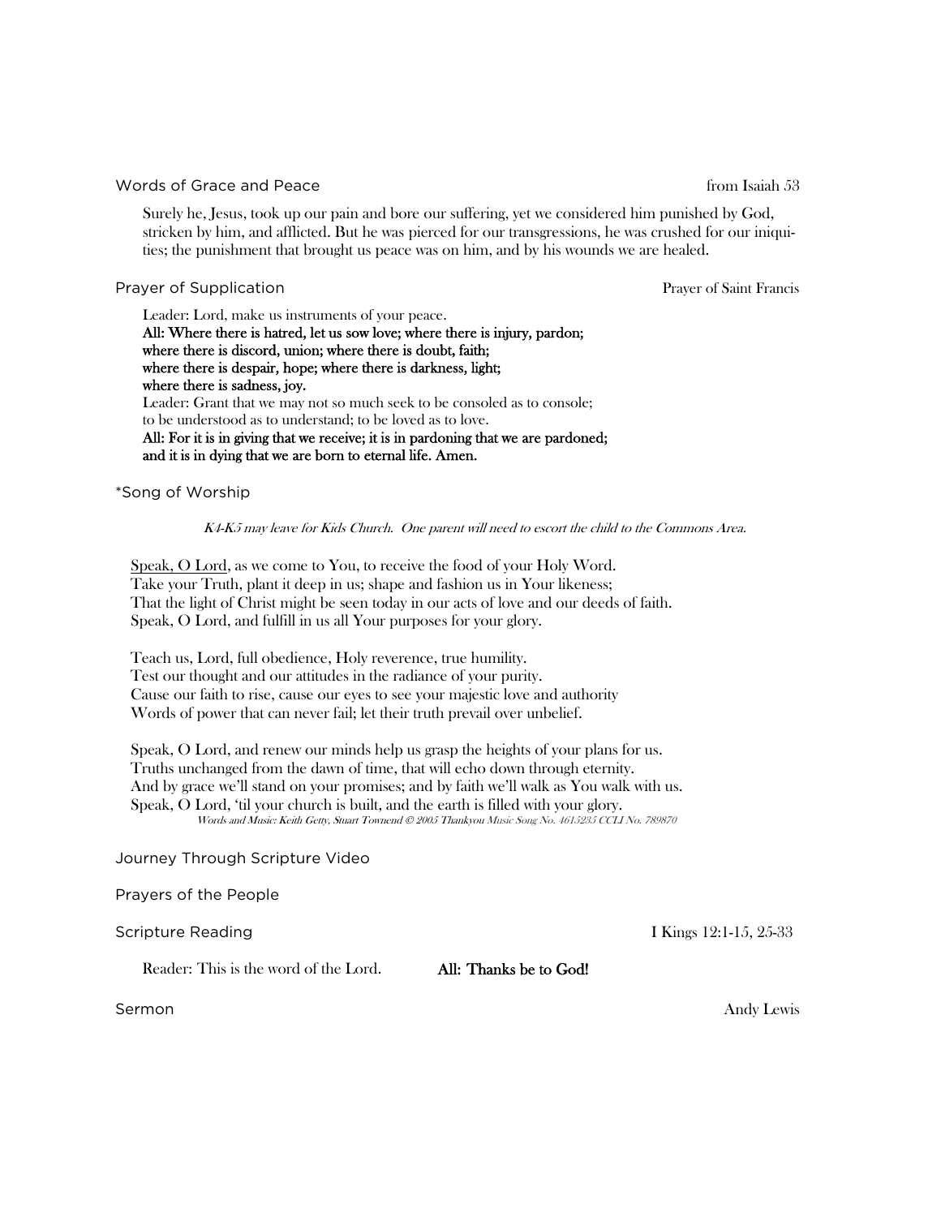## Words of Grace and Peace

from Isaiah 53

Surely he, Jesus, took up our pain and bore our suffering, yet we considered him punished by God, stricken by him, and afflicted. But he was pierced for our transgressions, he was crushed for our iniquities; the punishment that brought us peace was on him, and by his wounds we are healed.

## Prayer of Supplication

Prayer of Saint Francis

Leader: Lord, make us instruments of your peace.
**All: Where there is hatred, let us sow love; where there is injury, pardon;**
**where there is discord, union; where there is doubt, faith;**
**where there is despair, hope; where there is darkness, light;**
**where there is sadness, joy.**
Leader: Grant that we may not so much seek to be consoled as to console;
to be understood as to understand; to be loved as to love.
**All: For it is in giving that we receive; it is in pardoning that we are pardoned;**
**and it is in dying that we are born to eternal life. Amen.**

## *Song of Worship

*K4-K5 may leave for Kids Church. One parent will need to escort the child to the Commons Area.*

Speak, O Lord, as we come to You, to receive the food of your Holy Word.
Take your Truth, plant it deep in us; shape and fashion us in Your likeness;
That the light of Christ might be seen today in our acts of love and our deeds of faith.
Speak, O Lord, and fulfill in us all Your purposes for your glory.

Teach us, Lord, full obedience, Holy reverence, true humility.
Test our thought and our attitudes in the radiance of your purity.
Cause our faith to rise, cause our eyes to see your majestic love and authority
Words of power that can never fail; let their truth prevail over unbelief.

Speak, O Lord, and renew our minds help us grasp the heights of your plans for us.
Truths unchanged from the dawn of time, that will echo down through eternity.
And by grace we'll stand on your promises; and by faith we'll walk as You walk with us.
Speak, O Lord, 'til your church is built, and the earth is filled with your glory.

*Words and Music: Keith Getty, Stuart Townend © 2005 Thankyou Music Song No. 4615235 CCLI No. 789870*

## Journey Through Scripture Video

## Prayers of the People

## Scripture Reading

I Kings 12:1-15, 25-33

Reader: This is the word of the Lord. **All: Thanks be to God!**

## Sermon

Andy Lewis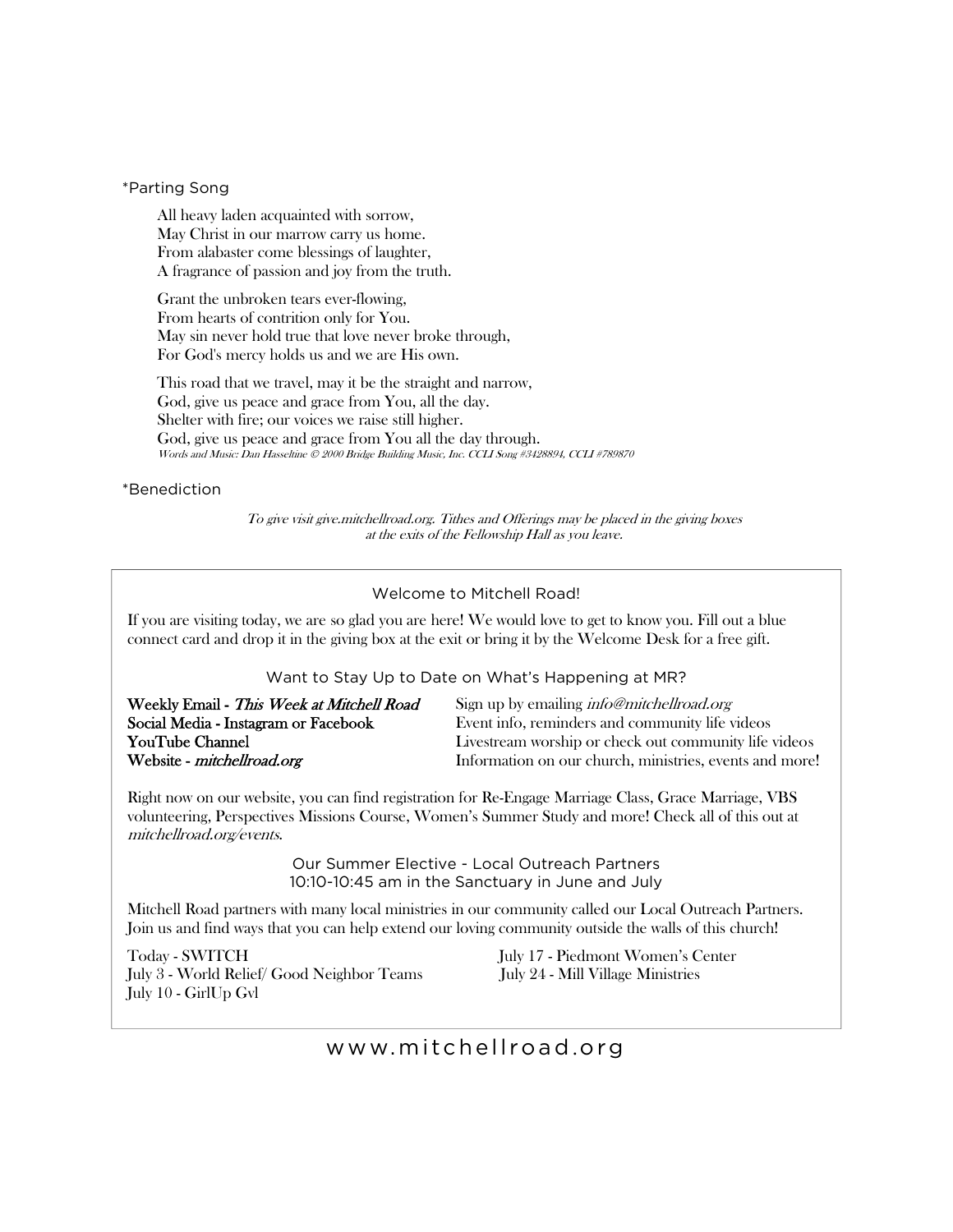*Parting Song

All heavy laden acquainted with sorrow,  
May Christ in our marrow carry us home.  
From alabaster come blessings of laughter,  
A fragrance of passion and joy from the truth.

Grant the unbroken tears ever-flowing,  
From hearts of contrition only for You.  
May sin never hold true that love never broke through,  
For God's mercy holds us and we are His own.

This road that we travel, may it be the straight and narrow,  
God, give us peace and grace from You, all the day.  
Shelter with fire; our voices we raise still higher.  
God, give us peace and grace from You all the day through.  
*Words and Music: Dan Hasseltine © 2000 Bridge Building Music, Inc. CCLI Song #3428894, CCLI #789870*

*Benediction

*To give visit give.mitchellroad.org. Tithes and Offerings may be placed in the giving boxes at the exits of the Fellowship Hall as you leave.*

## Welcome to Mitchell Road!

If you are visiting today, we are so glad you are here! We would love to get to know you. Fill out a blue connect card and drop it in the giving box at the exit or bring it by the Welcome Desk for a free gift.

### Want to Stay Up to Date on What's Happening at MR?

| | |
|---|---|
| **Weekly Email - *This Week at Mitchell Road*** | Sign up by emailing *info@mitchellroad.org* |
| **Social Media - Instagram or Facebook** | Event info, reminders and community life videos |
| **YouTube Channel** | Livestream worship or check out community life videos |
| **Website - *mitchellroad.org*** | Information on our church, ministries, events and more! |

Right now on our website, you can find registration for Re-Engage Marriage Class, Grace Marriage, VBS volunteering, Perspectives Missions Course, Women's Summer Study and more! Check all of this out at *mitchellroad.org/events*.

### Our Summer Elective - Local Outreach Partners
10:10-10:45 am in the Sanctuary in June and July

Mitchell Road partners with many local ministries in our community called our Local Outreach Partners. Join us and find ways that you can help extend our loving community outside the walls of this church!

Today - SWITCH  
July 3 - World Relief/ Good Neighbor Teams  
July 10 - GirlUp Gvl  
July 17 - Piedmont Women's Center  
July 24 - Mill Village Ministries

www.mitchellroad.org